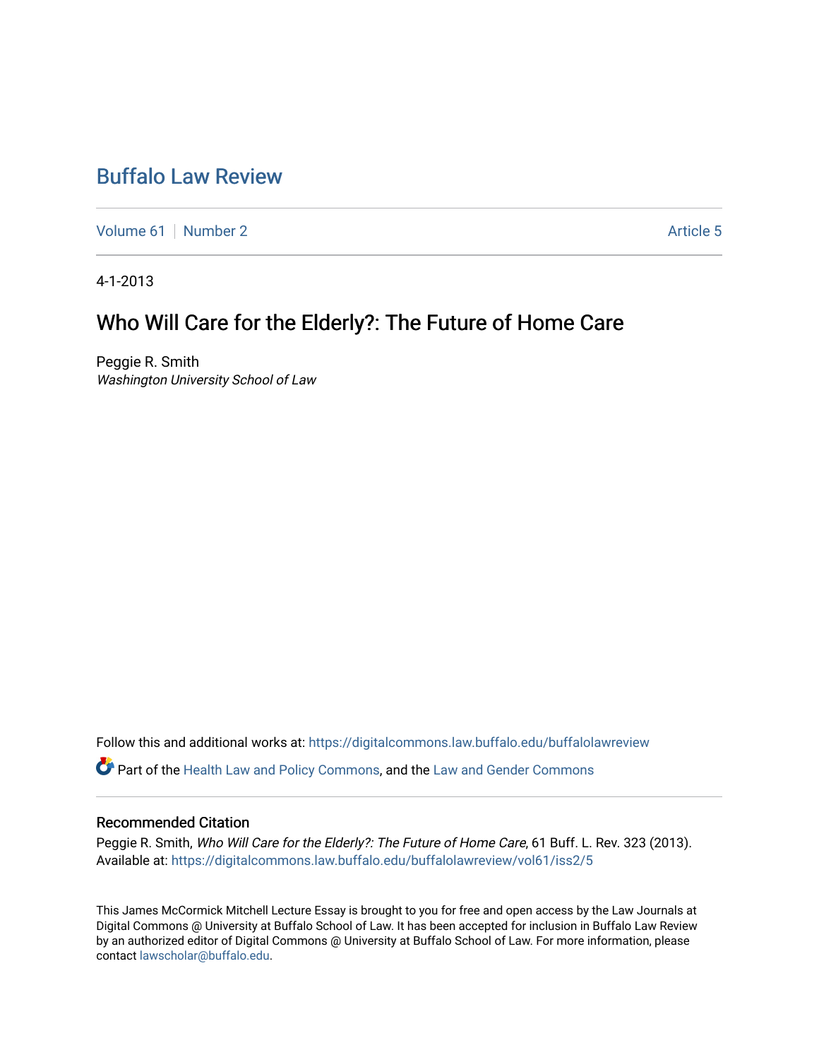# Buffalo Law Review

Volume 61 | Number 2 Article 5

4-1-2013

## Who Will Care for the Elderly?: The Future of Home Care

Peggie R. Smith
*Washington University School of Law*

Follow this and additional works at: https://digitalcommons.law.buffalo.edu/buffalolawreview

Part of the Health Law and Policy Commons, and the Law and Gender Commons

### Recommended Citation

Peggie R. Smith, *Who Will Care for the Elderly?: The Future of Home Care*, 61 Buff. L. Rev. 323 (2013).
Available at: https://digitalcommons.law.buffalo.edu/buffalolawreview/vol61/iss2/5

This James McCormick Mitchell Lecture Essay is brought to you for free and open access by the Law Journals at Digital Commons @ University at Buffalo School of Law. It has been accepted for inclusion in Buffalo Law Review by an authorized editor of Digital Commons @ University at Buffalo School of Law. For more information, please contact lawscholar@buffalo.edu.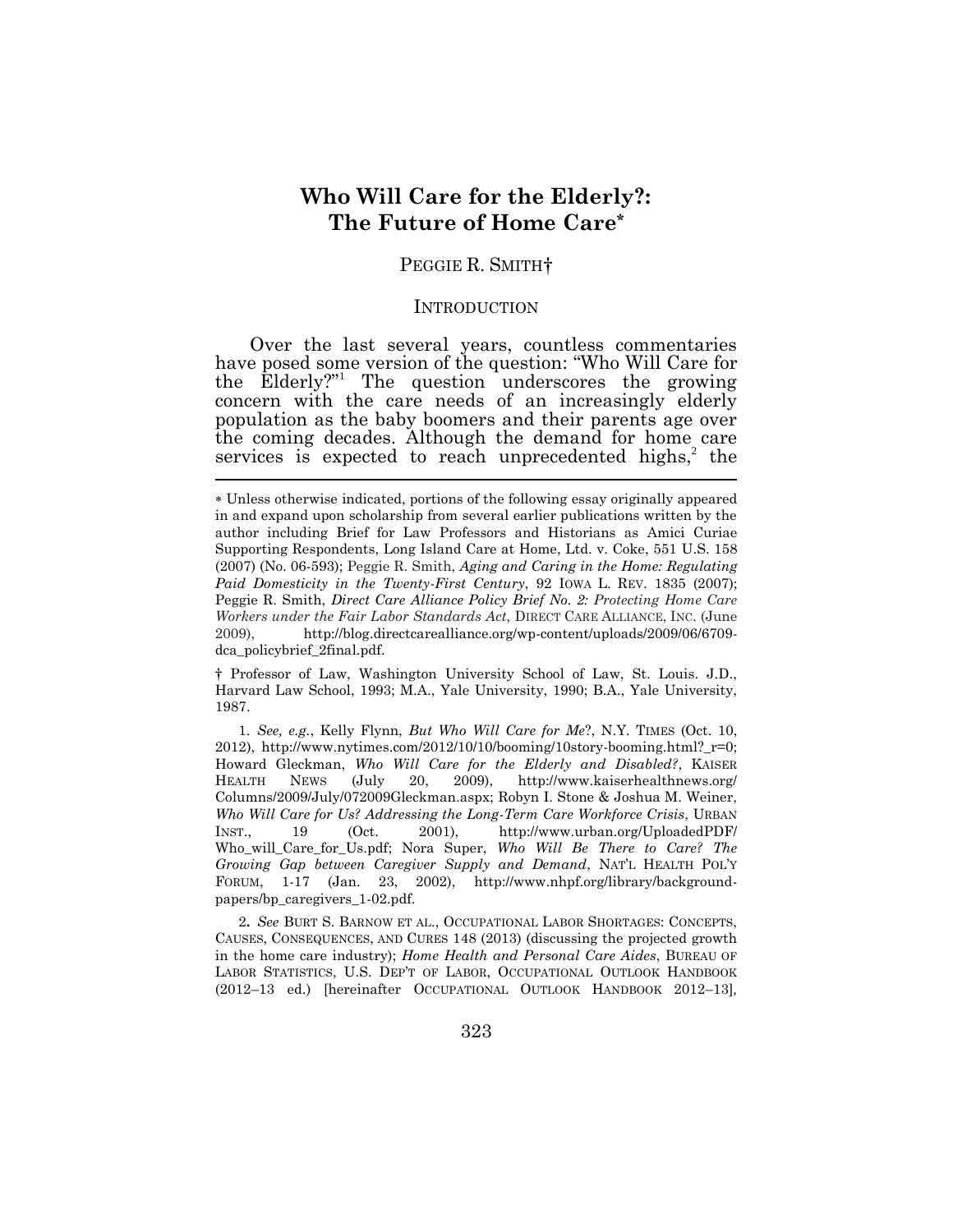# Who Will Care for the Elderly?: The Future of Home Care[*]

PEGGIE R. SMITH†

## INTRODUCTION

Over the last several years, countless commentaries have posed some version of the question: "Who Will Care for the Elderly?"[1] The question underscores the growing concern with the care needs of an increasingly elderly population as the baby boomers and their parents age over the coming decades. Although the demand for home care services is expected to reach unprecedented highs,[2] the

---

* Unless otherwise indicated, portions of the following essay originally appeared in and expand upon scholarship from several earlier publications written by the author including Brief for Law Professors and Historians as Amici Curiae Supporting Respondents, Long Island Care at Home, Ltd. v. Coke, 551 U.S. 158 (2007) (No. 06-593); Peggie R. Smith, *Aging and Caring in the Home: Regulating Paid Domesticity in the Twenty-First Century*, 92 IOWA L. REV. 1835 (2007); Peggie R. Smith, *Direct Care Alliance Policy Brief No. 2: Protecting Home Care Workers under the Fair Labor Standards Act*, DIRECT CARE ALLIANCE, INC. (June 2009), http://blog.directcarealliance.org/wp-content/uploads/2009/06/6709-dca_policybrief_2final.pdf.

† Professor of Law, Washington University School of Law, St. Louis. J.D., Harvard Law School, 1993; M.A., Yale University, 1990; B.A., Yale University, 1987.

1. *See, e.g.*, Kelly Flynn, *But Who Will Care for Me*?, N.Y. TIMES (Oct. 10, 2012), http://www.nytimes.com/2012/10/10/booming/10story-booming.html?_r=0; Howard Gleckman, *Who Will Care for the Elderly and Disabled?*, KAISER HEALTH NEWS (July 20, 2009), http://www.kaiserhealthnews.org/Columns/2009/July/072009Gleckman.aspx; Robyn I. Stone & Joshua M. Weiner, *Who Will Care for Us? Addressing the Long-Term Care Workforce Crisis*, URBAN INST., 19 (Oct. 2001), http://www.urban.org/UploadedPDF/Who_will_Care_for_Us.pdf; Nora Super, *Who Will Be There to Care? The Growing Gap between Caregiver Supply and Demand*, NAT'L HEALTH POL'Y FORUM, 1-17 (Jan. 23, 2002), http://www.nhpf.org/library/background-papers/bp_caregivers_1-02.pdf.

2. *See* BURT S. BARNOW ET AL., OCCUPATIONAL LABOR SHORTAGES: CONCEPTS, CAUSES, CONSEQUENCES, AND CURES 148 (2013) (discussing the projected growth in the home care industry); *Home Health and Personal Care Aides*, BUREAU OF LABOR STATISTICS, U.S. DEP'T OF LABOR, OCCUPATIONAL OUTLOOK HANDBOOK (2012–13 ed.) [hereinafter OCCUPATIONAL OUTLOOK HANDBOOK 2012–13],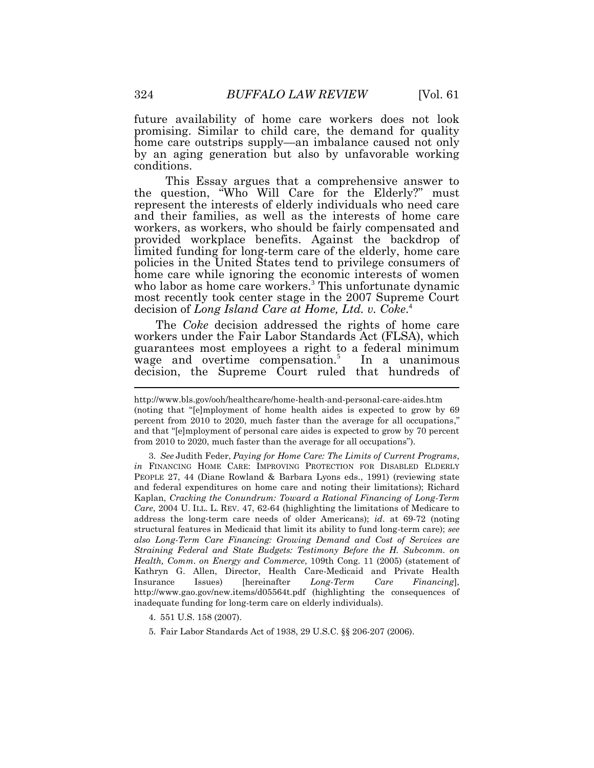future availability of home care workers does not look promising. Similar to child care, the demand for quality home care outstrips supply—an imbalance caused not only by an aging generation but also by unfavorable working conditions.

This Essay argues that a comprehensive answer to the question, "Who Will Care for the Elderly?" must represent the interests of elderly individuals who need care and their families, as well as the interests of home care workers, as workers, who should be fairly compensated and provided workplace benefits. Against the backdrop of limited funding for long-term care of the elderly, home care policies in the United States tend to privilege consumers of home care while ignoring the economic interests of women who labor as home care workers.[3] This unfortunate dynamic most recently took center stage in the 2007 Supreme Court decision of *Long Island Care at Home, Ltd. v. Coke*.[4]

The *Coke* decision addressed the rights of home care workers under the Fair Labor Standards Act (FLSA), which guarantees most employees a right to a federal minimum wage and overtime compensation.[5] In a unanimous decision, the Supreme Court ruled that hundreds of

---

http://www.bls.gov/ooh/healthcare/home-health-and-personal-care-aides.htm (noting that "[e]mployment of home health aides is expected to grow by 69 percent from 2010 to 2020, much faster than the average for all occupations," and that "[e]mployment of personal care aides is expected to grow by 70 percent from 2010 to 2020, much faster than the average for all occupations").

3. *See* Judith Feder, *Paying for Home Care: The Limits of Current Programs*, *in* FINANCING HOME CARE: IMPROVING PROTECTION FOR DISABLED ELDERLY PEOPLE 27, 44 (Diane Rowland & Barbara Lyons eds., 1991) (reviewing state and federal expenditures on home care and noting their limitations); Richard Kaplan, *Cracking the Conundrum: Toward a Rational Financing of Long-Term Care*, 2004 U. ILL. L. REV. 47, 62-64 (highlighting the limitations of Medicare to address the long-term care needs of older Americans); *id*. at 69-72 (noting structural features in Medicaid that limit its ability to fund long-term care); *see also Long-Term Care Financing: Growing Demand and Cost of Services are Straining Federal and State Budgets: Testimony Before the H. Subcomm. on Health, Comm. on Energy and Commerce*, 109th Cong. 11 (2005) (statement of Kathryn G. Allen, Director, Health Care-Medicaid and Private Health Insurance Issues) [hereinafter *Long-Term Care Financing*], http://www.gao.gov/new.items/d05564t.pdf (highlighting the consequences of inadequate funding for long-term care on elderly individuals).

4. 551 U.S. 158 (2007).

5. Fair Labor Standards Act of 1938, 29 U.S.C. §§ 206-207 (2006).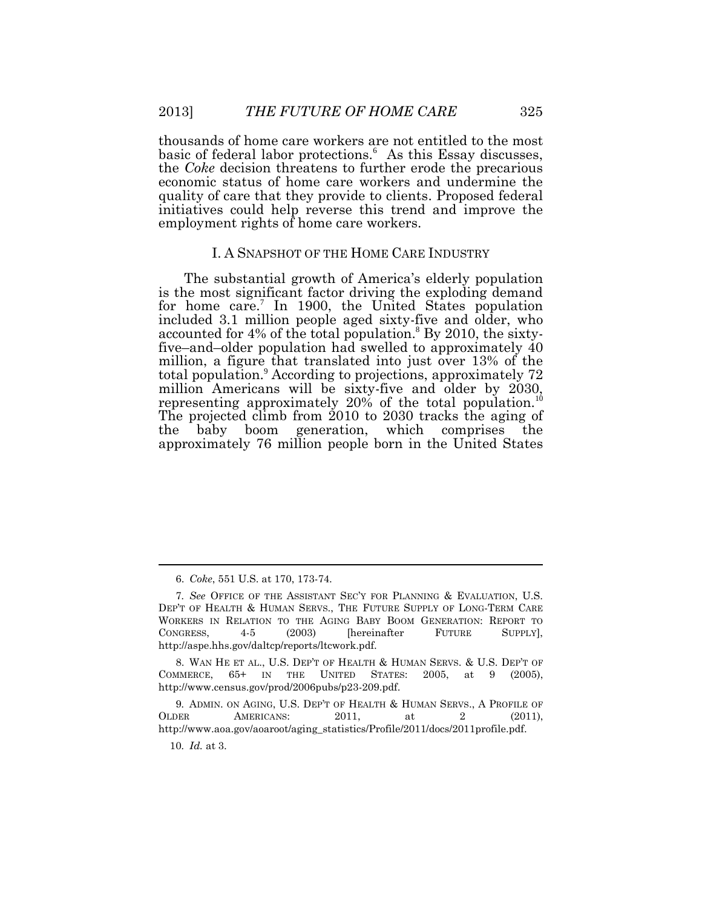thousands of home care workers are not entitled to the most basic of federal labor protections.[6] As this Essay discusses, the *Coke* decision threatens to further erode the precarious economic status of home care workers and undermine the quality of care that they provide to clients. Proposed federal initiatives could help reverse this trend and improve the employment rights of home care workers.

## I. A SNAPSHOT OF THE HOME CARE INDUSTRY

The substantial growth of America's elderly population is the most significant factor driving the exploding demand for home care.[7] In 1900, the United States population included 3.1 million people aged sixty-five and older, who accounted for 4% of the total population.[8] By 2010, the sixty-five–and–older population had swelled to approximately 40 million, a figure that translated into just over 13% of the total population.[9] According to projections, approximately 72 million Americans will be sixty-five and older by 2030, representing approximately 20% of the total population.[10] The projected climb from 2010 to 2030 tracks the aging of the baby boom generation, which comprises the approximately 76 million people born in the United States

---

6. *Coke*, 551 U.S. at 170, 173-74.

7. *See* OFFICE OF THE ASSISTANT SEC'Y FOR PLANNING & EVALUATION, U.S. DEP'T OF HEALTH & HUMAN SERVS., THE FUTURE SUPPLY OF LONG-TERM CARE WORKERS IN RELATION TO THE AGING BABY BOOM GENERATION: REPORT TO CONGRESS, 4-5 (2003) [hereinafter FUTURE SUPPLY], http://aspe.hhs.gov/daltcp/reports/ltcwork.pdf.

8. WAN HE ET AL., U.S. DEP'T OF HEALTH & HUMAN SERVS. & U.S. DEP'T OF COMMERCE, 65+ IN THE UNITED STATES: 2005, at 9 (2005), http://www.census.gov/prod/2006pubs/p23-209.pdf.

9. ADMIN. ON AGING, U.S. DEP'T OF HEALTH & HUMAN SERVS., A PROFILE OF OLDER AMERICANS: 2011, at 2 (2011), http://www.aoa.gov/aoaroot/aging_statistics/Profile/2011/docs/2011profile.pdf.

10. *Id.* at 3.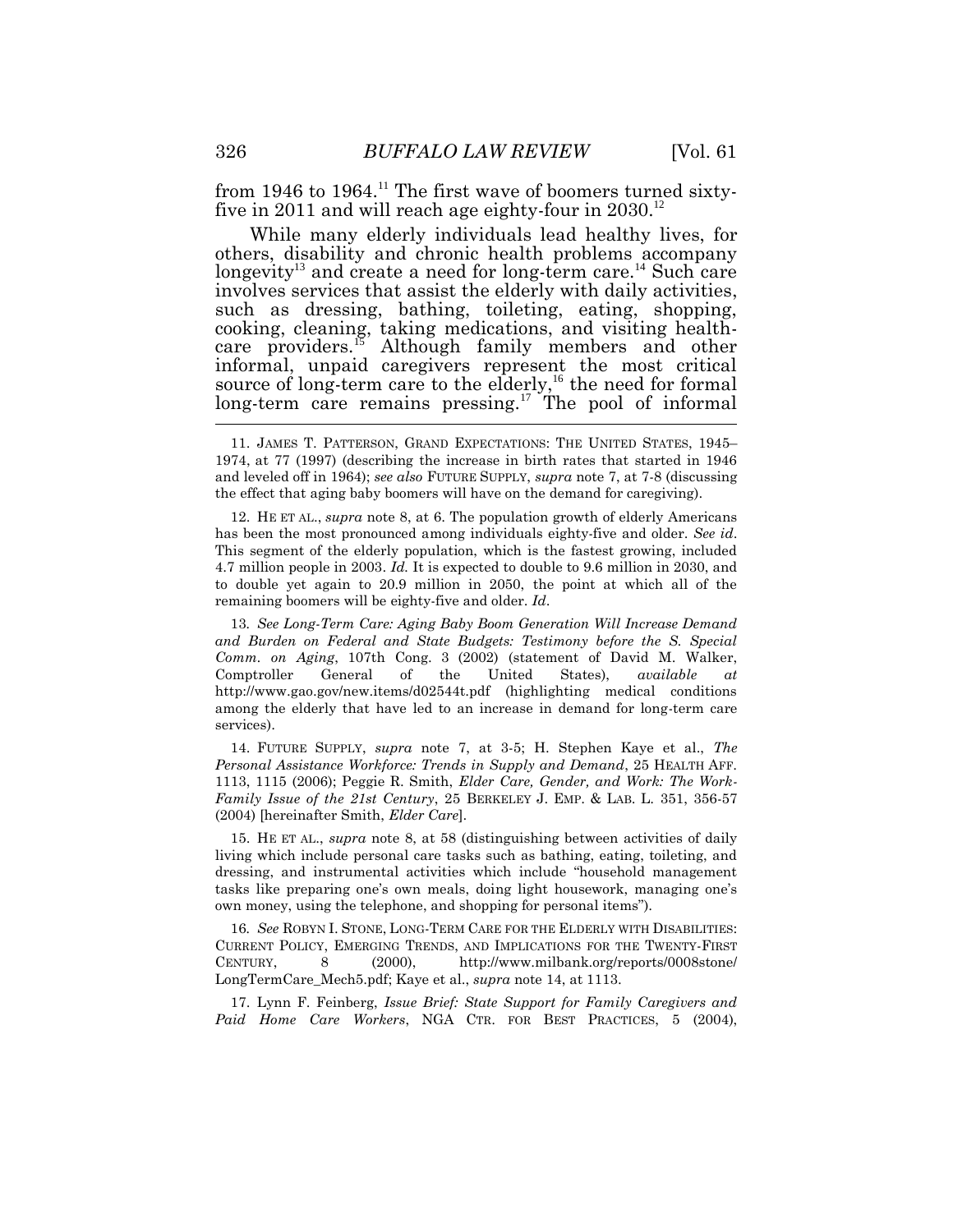from 1946 to 1964.[11] The first wave of boomers turned sixty-five in 2011 and will reach age eighty-four in 2030.[12]

While many elderly individuals lead healthy lives, for others, disability and chronic health problems accompany longevity[13] and create a need for long-term care.[14] Such care involves services that assist the elderly with daily activities, such as dressing, bathing, toileting, eating, shopping, cooking, cleaning, taking medications, and visiting health-care providers.[15] Although family members and other informal, unpaid caregivers represent the most critical source of long-term care to the elderly,[16] the need for formal long-term care remains pressing.[17] The pool of informal

---

11. JAMES T. PATTERSON, GRAND EXPECTATIONS: THE UNITED STATES, 1945–1974, at 77 (1997) (describing the increase in birth rates that started in 1946 and leveled off in 1964); *see also* FUTURE SUPPLY, *supra* note 7, at 7-8 (discussing the effect that aging baby boomers will have on the demand for caregiving).

12. HE ET AL., *supra* note 8, at 6. The population growth of elderly Americans has been the most pronounced among individuals eighty-five and older. *See id*. This segment of the elderly population, which is the fastest growing, included 4.7 million people in 2003. *Id.* It is expected to double to 9.6 million in 2030, and to double yet again to 20.9 million in 2050, the point at which all of the remaining boomers will be eighty-five and older. *Id*.

13. *See Long-Term Care: Aging Baby Boom Generation Will Increase Demand and Burden on Federal and State Budgets: Testimony before the S. Special Comm. on Aging*, 107th Cong. 3 (2002) (statement of David M. Walker, Comptroller General of the United States), *available at* http://www.gao.gov/new.items/d02544t.pdf (highlighting medical conditions among the elderly that have led to an increase in demand for long-term care services).

14. FUTURE SUPPLY, *supra* note 7, at 3-5; H. Stephen Kaye et al., *The Personal Assistance Workforce: Trends in Supply and Demand*, 25 HEALTH AFF. 1113, 1115 (2006); Peggie R. Smith, *Elder Care, Gender, and Work: The Work-Family Issue of the 21st Century*, 25 BERKELEY J. EMP. & LAB. L. 351, 356-57 (2004) [hereinafter Smith, *Elder Care*].

15. HE ET AL., *supra* note 8, at 58 (distinguishing between activities of daily living which include personal care tasks such as bathing, eating, toileting, and dressing, and instrumental activities which include "household management tasks like preparing one's own meals, doing light housework, managing one's own money, using the telephone, and shopping for personal items").

16. *See* ROBYN I. STONE, LONG-TERM CARE FOR THE ELDERLY WITH DISABILITIES: CURRENT POLICY, EMERGING TRENDS, AND IMPLICATIONS FOR THE TWENTY-FIRST CENTURY, 8 (2000), http://www.milbank.org/reports/0008stone/LongTermCare_Mech5.pdf; Kaye et al., *supra* note 14, at 1113.

17. Lynn F. Feinberg, *Issue Brief: State Support for Family Caregivers and Paid Home Care Workers*, NGA CTR. FOR BEST PRACTICES, 5 (2004),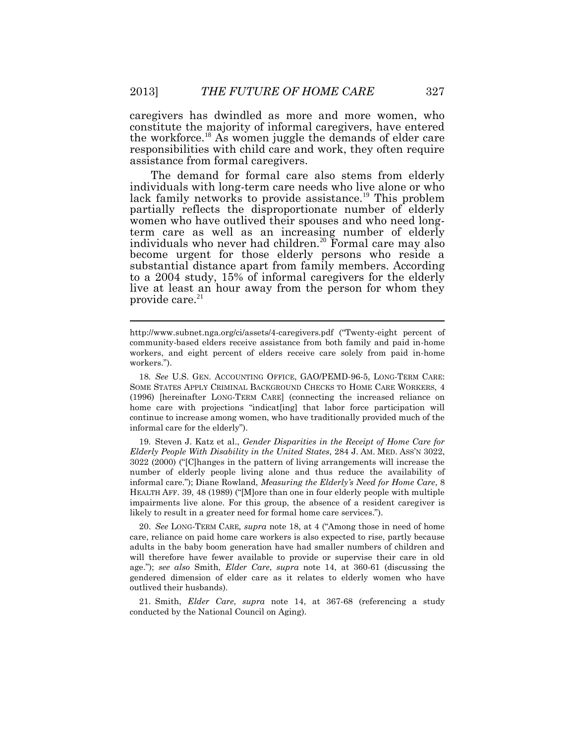caregivers has dwindled as more and more women, who constitute the majority of informal caregivers, have entered the workforce.[18] As women juggle the demands of elder care responsibilities with child care and work, they often require assistance from formal caregivers.

The demand for formal care also stems from elderly individuals with long-term care needs who live alone or who lack family networks to provide assistance.[19] This problem partially reflects the disproportionate number of elderly women who have outlived their spouses and who need long-term care as well as an increasing number of elderly individuals who never had children.[20] Formal care may also become urgent for those elderly persons who reside a substantial distance apart from family members. According to a 2004 study, 15% of informal caregivers for the elderly live at least an hour away from the person for whom they provide care.[21]

---

http://www.subnet.nga.org/ci/assets/4-caregivers.pdf ("Twenty-eight percent of community-based elders receive assistance from both family and paid in-home workers, and eight percent of elders receive care solely from paid in-home workers.").

18. *See* U.S. GEN. ACCOUNTING OFFICE, GAO/PEMD-96-5, LONG-TERM CARE: SOME STATES APPLY CRIMINAL BACKGROUND CHECKS TO HOME CARE WORKERS, 4 (1996) [hereinafter LONG-TERM CARE] (connecting the increased reliance on home care with projections "indicat[ing] that labor force participation will continue to increase among women, who have traditionally provided much of the informal care for the elderly").

19. Steven J. Katz et al., *Gender Disparities in the Receipt of Home Care for Elderly People With Disability in the United States*, 284 J. AM. MED. ASS'N 3022, 3022 (2000) ("[C]hanges in the pattern of living arrangements will increase the number of elderly people living alone and thus reduce the availability of informal care."); Diane Rowland, *Measuring the Elderly's Need for Home Care*, 8 HEALTH AFF. 39, 48 (1989) ("[M]ore than one in four elderly people with multiple impairments live alone. For this group, the absence of a resident caregiver is likely to result in a greater need for formal home care services.").

20. *See* LONG-TERM CARE, *supra* note 18, at 4 ("Among those in need of home care, reliance on paid home care workers is also expected to rise, partly because adults in the baby boom generation have had smaller numbers of children and will therefore have fewer available to provide or supervise their care in old age."); *see also* Smith, *Elder Care*, *supra* note 14, at 360-61 (discussing the gendered dimension of elder care as it relates to elderly women who have outlived their husbands).

21. Smith, *Elder Care*, *supra* note 14, at 367-68 (referencing a study conducted by the National Council on Aging).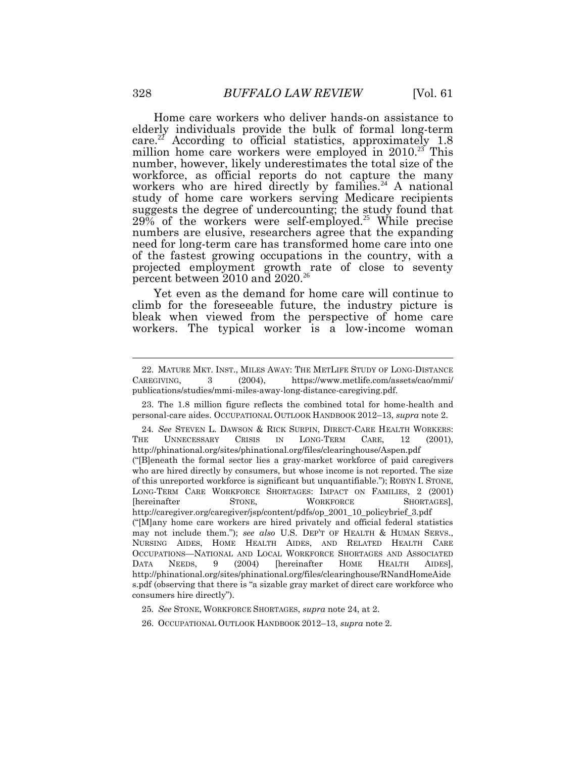Home care workers who deliver hands-on assistance to elderly individuals provide the bulk of formal long-term care.[22] According to official statistics, approximately 1.8 million home care workers were employed in 2010.[23] This number, however, likely underestimates the total size of the workforce, as official reports do not capture the many workers who are hired directly by families.[24] A national study of home care workers serving Medicare recipients suggests the degree of undercounting; the study found that 29% of the workers were self-employed.[25] While precise numbers are elusive, researchers agree that the expanding need for long-term care has transformed home care into one of the fastest growing occupations in the country, with a projected employment growth rate of close to seventy percent between 2010 and 2020.[26]

Yet even as the demand for home care will continue to climb for the foreseeable future, the industry picture is bleak when viewed from the perspective of home care workers. The typical worker is a low-income woman

---

22. MATURE MKT. INST., MILES AWAY: THE METLIFE STUDY OF LONG-DISTANCE CAREGIVING, 3 (2004), https://www.metlife.com/assets/cao/mmi/publications/studies/mmi-miles-away-long-distance-caregiving.pdf.

23. The 1.8 million figure reflects the combined total for home-health and personal-care aides. OCCUPATIONAL OUTLOOK HANDBOOK 2012–13, *supra* note 2.

24. *See* STEVEN L. DAWSON & RICK SURPIN, DIRECT-CARE HEALTH WORKERS: THE UNNECESSARY CRISIS IN LONG-TERM CARE, 12 (2001), http://phinational.org/sites/phinational.org/files/clearinghouse/Aspen.pdf ("[B]eneath the formal sector lies a gray-market workforce of paid caregivers who are hired directly by consumers, but whose income is not reported. The size of this unreported workforce is significant but unquantifiable."); ROBYN I. STONE, LONG-TERM CARE WORKFORCE SHORTAGES: IMPACT ON FAMILIES, 2 (2001) [hereinafter STONE, WORKFORCE SHORTAGES], http://caregiver.org/caregiver/jsp/content/pdfs/op_2001_10_policybrief_3.pdf ("[M]any home care workers are hired privately and official federal statistics may not include them."); *see also* U.S. DEP'T OF HEALTH & HUMAN SERVS., NURSING AIDES, HOME HEALTH AIDES, AND RELATED HEALTH CARE OCCUPATIONS—NATIONAL AND LOCAL WORKFORCE SHORTAGES AND ASSOCIATED DATA NEEDS, 9 (2004) [hereinafter HOME HEALTH AIDES], http://phinational.org/sites/phinational.org/files/clearinghouse/RNandHomeAides.pdf (observing that there is "a sizable gray market of direct care workforce who consumers hire directly").

25. *See* STONE, WORKFORCE SHORTAGES, *supra* note 24, at 2.

26. OCCUPATIONAL OUTLOOK HANDBOOK 2012–13, *supra* note 2.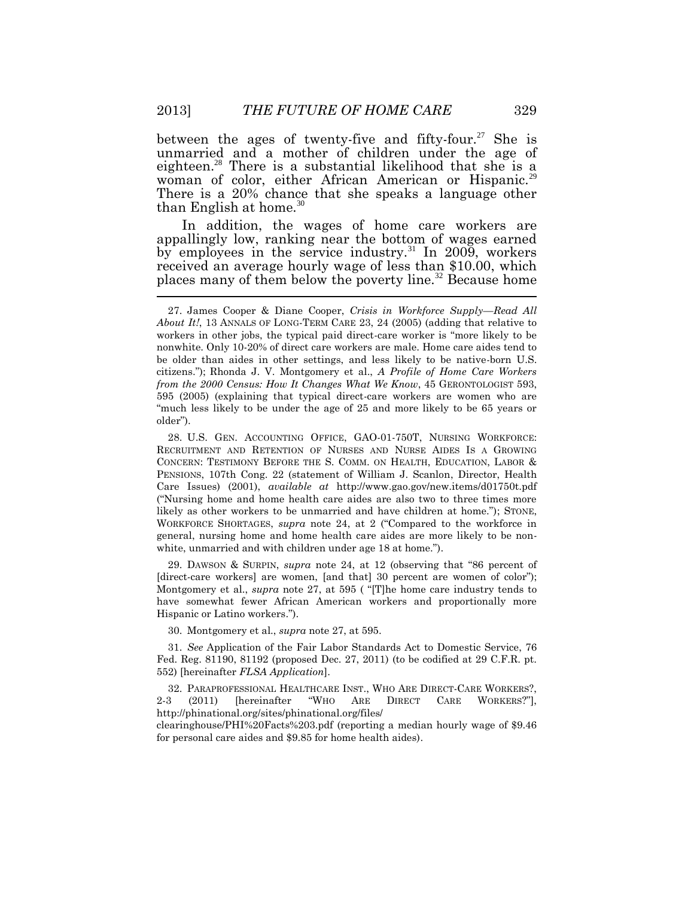between the ages of twenty-five and fifty-four.[27] She is unmarried and a mother of children under the age of eighteen.[28] There is a substantial likelihood that she is a woman of color, either African American or Hispanic.[29] There is a 20% chance that she speaks a language other than English at home.[30]

In addition, the wages of home care workers are appallingly low, ranking near the bottom of wages earned by employees in the service industry.[31] In 2009, workers received an average hourly wage of less than $10.00, which places many of them below the poverty line.[32] Because home

---

27. James Cooper & Diane Cooper, *Crisis in Workforce Supply—Read All About It!*, 13 ANNALS OF LONG-TERM CARE 23, 24 (2005) (adding that relative to workers in other jobs, the typical paid direct-care worker is "more likely to be nonwhite. Only 10-20% of direct care workers are male. Home care aides tend to be older than aides in other settings, and less likely to be native-born U.S. citizens."); Rhonda J. V. Montgomery et al., *A Profile of Home Care Workers from the 2000 Census: How It Changes What We Know*, 45 GERONTOLOGIST 593, 595 (2005) (explaining that typical direct-care workers are women who are "much less likely to be under the age of 25 and more likely to be 65 years or older").

28. U.S. GEN. ACCOUNTING OFFICE, GAO-01-750T, NURSING WORKFORCE: RECRUITMENT AND RETENTION OF NURSES AND NURSE AIDES IS A GROWING CONCERN: TESTIMONY BEFORE THE S. COMM. ON HEALTH, EDUCATION, LABOR & PENSIONS, 107th Cong. 22 (statement of William J. Scanlon, Director, Health Care Issues) (2001), *available at* http://www.gao.gov/new.items/d01750t.pdf ("Nursing home and home health care aides are also two to three times more likely as other workers to be unmarried and have children at home."); STONE, WORKFORCE SHORTAGES, *supra* note 24, at 2 ("Compared to the workforce in general, nursing home and home health care aides are more likely to be non-white, unmarried and with children under age 18 at home.").

29. DAWSON & SURPIN, *supra* note 24, at 12 (observing that "86 percent of [direct-care workers] are women, [and that] 30 percent are women of color"); Montgomery et al., *supra* note 27, at 595 ( "[T]he home care industry tends to have somewhat fewer African American workers and proportionally more Hispanic or Latino workers.").

30. Montgomery et al., *supra* note 27, at 595.

31. *See* Application of the Fair Labor Standards Act to Domestic Service, 76 Fed. Reg. 81190, 81192 (proposed Dec. 27, 2011) (to be codified at 29 C.F.R. pt. 552) [hereinafter *FLSA Application*].

32. PARAPROFESSIONAL HEALTHCARE INST., WHO ARE DIRECT-CARE WORKERS?, 2-3 (2011) [hereinafter "WHO ARE DIRECT CARE WORKERS?"], http://phinational.org/sites/phinational.org/files/clearinghouse/PHI%20Facts%203.pdf (reporting a median hourly wage of $9.46 for personal care aides and $9.85 for home health aides).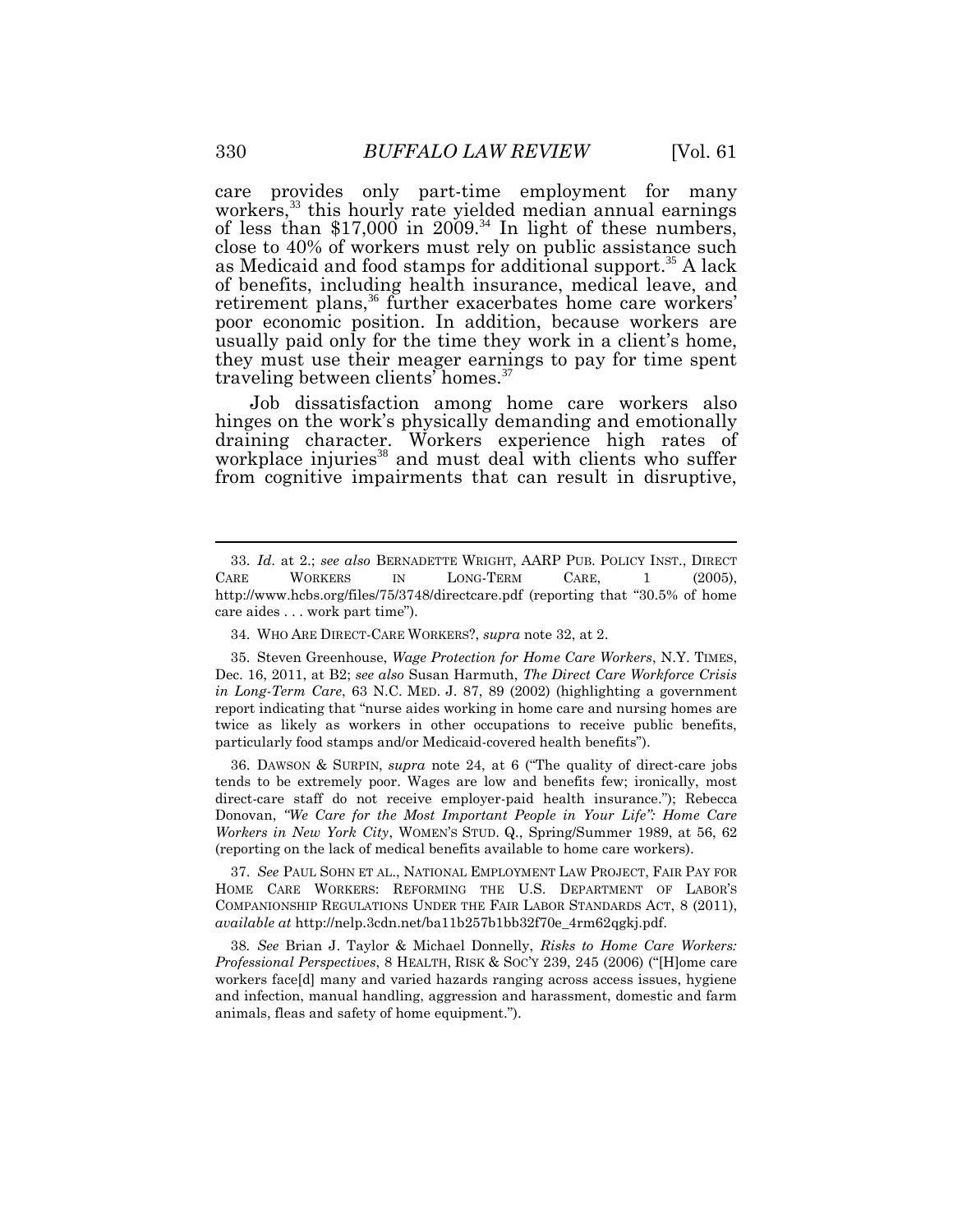care provides only part-time employment for many workers,[33] this hourly rate yielded median annual earnings of less than $17,000 in 2009.[34] In light of these numbers, close to 40% of workers must rely on public assistance such as Medicaid and food stamps for additional support.[35] A lack of benefits, including health insurance, medical leave, and retirement plans,[36] further exacerbates home care workers' poor economic position. In addition, because workers are usually paid only for the time they work in a client's home, they must use their meager earnings to pay for time spent traveling between clients' homes.[37]

Job dissatisfaction among home care workers also hinges on the work's physically demanding and emotionally draining character. Workers experience high rates of workplace injuries[38] and must deal with clients who suffer from cognitive impairments that can result in disruptive,

---

33. *Id.* at 2.; *see also* BERNADETTE WRIGHT, AARP PUB. POLICY INST., DIRECT CARE WORKERS IN LONG-TERM CARE, 1 (2005), http://www.hcbs.org/files/75/3748/directcare.pdf (reporting that "30.5% of home care aides . . . work part time").

34. WHO ARE DIRECT-CARE WORKERS?, *supra* note 32, at 2.

35. Steven Greenhouse, *Wage Protection for Home Care Workers*, N.Y. TIMES, Dec. 16, 2011, at B2; *see also* Susan Harmuth, *The Direct Care Workforce Crisis in Long-Term Care*, 63 N.C. MED. J. 87, 89 (2002) (highlighting a government report indicating that "nurse aides working in home care and nursing homes are twice as likely as workers in other occupations to receive public benefits, particularly food stamps and/or Medicaid-covered health benefits").

36. DAWSON & SURPIN, *supra* note 24, at 6 ("The quality of direct-care jobs tends to be extremely poor. Wages are low and benefits few; ironically, most direct-care staff do not receive employer-paid health insurance."); Rebecca Donovan, *"We Care for the Most Important People in Your Life": Home Care Workers in New York City*, WOMEN'S STUD. Q., Spring/Summer 1989, at 56, 62 (reporting on the lack of medical benefits available to home care workers).

37. *See* PAUL SOHN ET AL., NATIONAL EMPLOYMENT LAW PROJECT, FAIR PAY FOR HOME CARE WORKERS: REFORMING THE U.S. DEPARTMENT OF LABOR'S COMPANIONSHIP REGULATIONS UNDER THE FAIR LABOR STANDARDS ACT, 8 (2011), *available at* http://nelp.3cdn.net/ba11b257b1bb32f70e_4rm62qgkj.pdf.

38. *See* Brian J. Taylor & Michael Donnelly, *Risks to Home Care Workers: Professional Perspectives*, 8 HEALTH, RISK & SOC'Y 239, 245 (2006) ("[H]ome care workers face[d] many and varied hazards ranging across access issues, hygiene and infection, manual handling, aggression and harassment, domestic and farm animals, fleas and safety of home equipment.").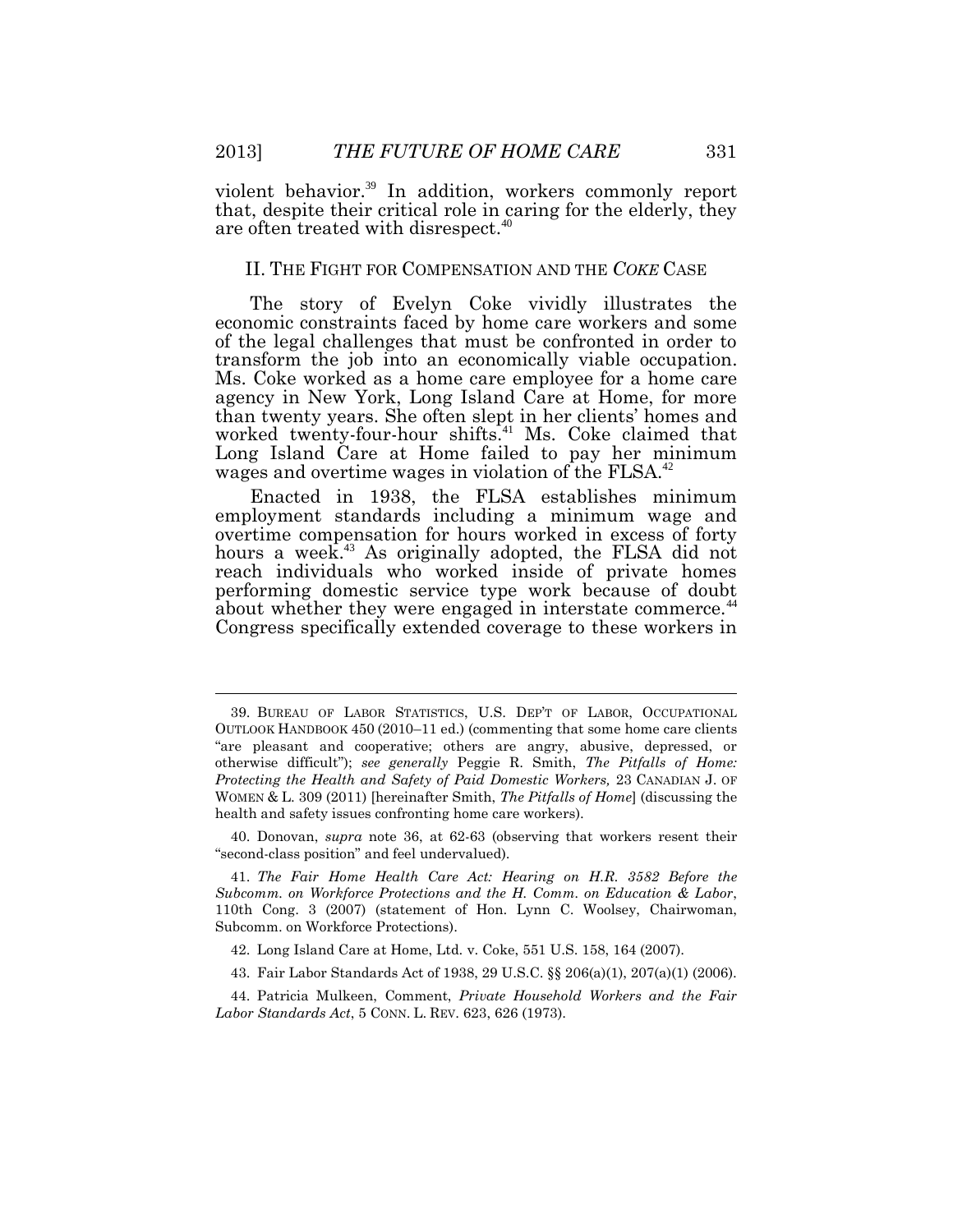violent behavior.[39] In addition, workers commonly report that, despite their critical role in caring for the elderly, they are often treated with disrespect.[40]

## II. THE FIGHT FOR COMPENSATION AND THE *COKE* CASE

The story of Evelyn Coke vividly illustrates the economic constraints faced by home care workers and some of the legal challenges that must be confronted in order to transform the job into an economically viable occupation. Ms. Coke worked as a home care employee for a home care agency in New York, Long Island Care at Home, for more than twenty years. She often slept in her clients' homes and worked twenty-four-hour shifts.[41] Ms. Coke claimed that Long Island Care at Home failed to pay her minimum wages and overtime wages in violation of the FLSA.[42]

Enacted in 1938, the FLSA establishes minimum employment standards including a minimum wage and overtime compensation for hours worked in excess of forty hours a week.[43] As originally adopted, the FLSA did not reach individuals who worked inside of private homes performing domestic service type work because of doubt about whether they were engaged in interstate commerce.[44] Congress specifically extended coverage to these workers in

---

39. BUREAU OF LABOR STATISTICS, U.S. DEP'T OF LABOR, OCCUPATIONAL OUTLOOK HANDBOOK 450 (2010–11 ed.) (commenting that some home care clients "are pleasant and cooperative; others are angry, abusive, depressed, or otherwise difficult"); *see generally* Peggie R. Smith, *The Pitfalls of Home: Protecting the Health and Safety of Paid Domestic Workers,* 23 CANADIAN J. OF WOMEN & L. 309 (2011) [hereinafter Smith, *The Pitfalls of Home*] (discussing the health and safety issues confronting home care workers).

40. Donovan, *supra* note 36, at 62-63 (observing that workers resent their "second-class position" and feel undervalued).

41. *The Fair Home Health Care Act: Hearing on H.R. 3582 Before the Subcomm. on Workforce Protections and the H. Comm. on Education & Labor*, 110th Cong. 3 (2007) (statement of Hon. Lynn C. Woolsey, Chairwoman, Subcomm. on Workforce Protections).

42. Long Island Care at Home, Ltd. v. Coke, 551 U.S. 158, 164 (2007).

43. Fair Labor Standards Act of 1938, 29 U.S.C. §§ 206(a)(1), 207(a)(1) (2006).

44. Patricia Mulkeen, Comment, *Private Household Workers and the Fair Labor Standards Act*, 5 CONN. L. REV. 623, 626 (1973).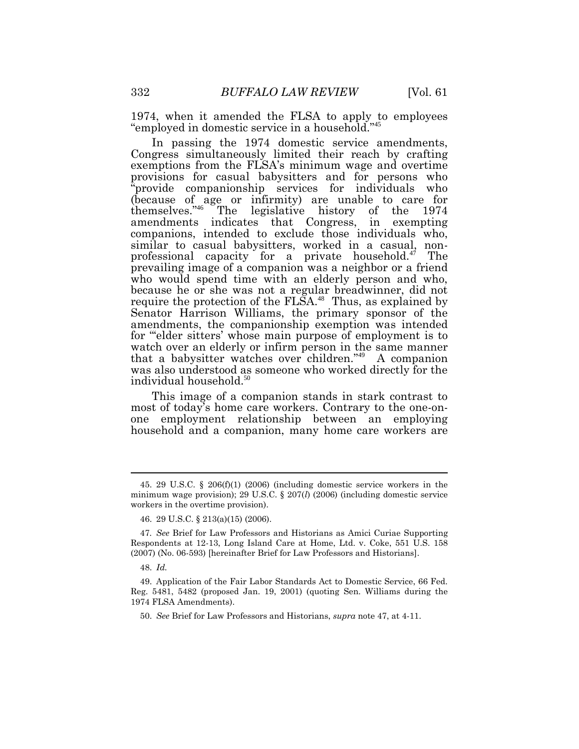1974, when it amended the FLSA to apply to employees "employed in domestic service in a household."[45]

In passing the 1974 domestic service amendments, Congress simultaneously limited their reach by crafting exemptions from the FLSA's minimum wage and overtime provisions for casual babysitters and for persons who "provide companionship services for individuals who (because of age or infirmity) are unable to care for themselves."[46] The legislative history of the 1974 amendments indicates that Congress, in exempting companions, intended to exclude those individuals who, similar to casual babysitters, worked in a casual, non-professional capacity for a private household.[47] The prevailing image of a companion was a neighbor or a friend who would spend time with an elderly person and who, because he or she was not a regular breadwinner, did not require the protection of the FLSA.[48] Thus, as explained by Senator Harrison Williams, the primary sponsor of the amendments, the companionship exemption was intended for "'elder sitters' whose main purpose of employment is to watch over an elderly or infirm person in the same manner that a babysitter watches over children."[49] A companion was also understood as someone who worked directly for the individual household.[50]

This image of a companion stands in stark contrast to most of today's home care workers. Contrary to the one-on-one employment relationship between an employing household and a companion, many home care workers are

---

45. 29 U.S.C. § 206(f)(1) (2006) (including domestic service workers in the minimum wage provision); 29 U.S.C. § 207(*l*) (2006) (including domestic service workers in the overtime provision).

46. 29 U.S.C. § 213(a)(15) (2006).

47. *See* Brief for Law Professors and Historians as Amici Curiae Supporting Respondents at 12-13, Long Island Care at Home, Ltd. v. Coke, 551 U.S. 158 (2007) (No. 06-593) [hereinafter Brief for Law Professors and Historians].

48. *Id.*

49. Application of the Fair Labor Standards Act to Domestic Service, 66 Fed. Reg. 5481, 5482 (proposed Jan. 19, 2001) (quoting Sen. Williams during the 1974 FLSA Amendments).

50. *See* Brief for Law Professors and Historians, *supra* note 47, at 4-11.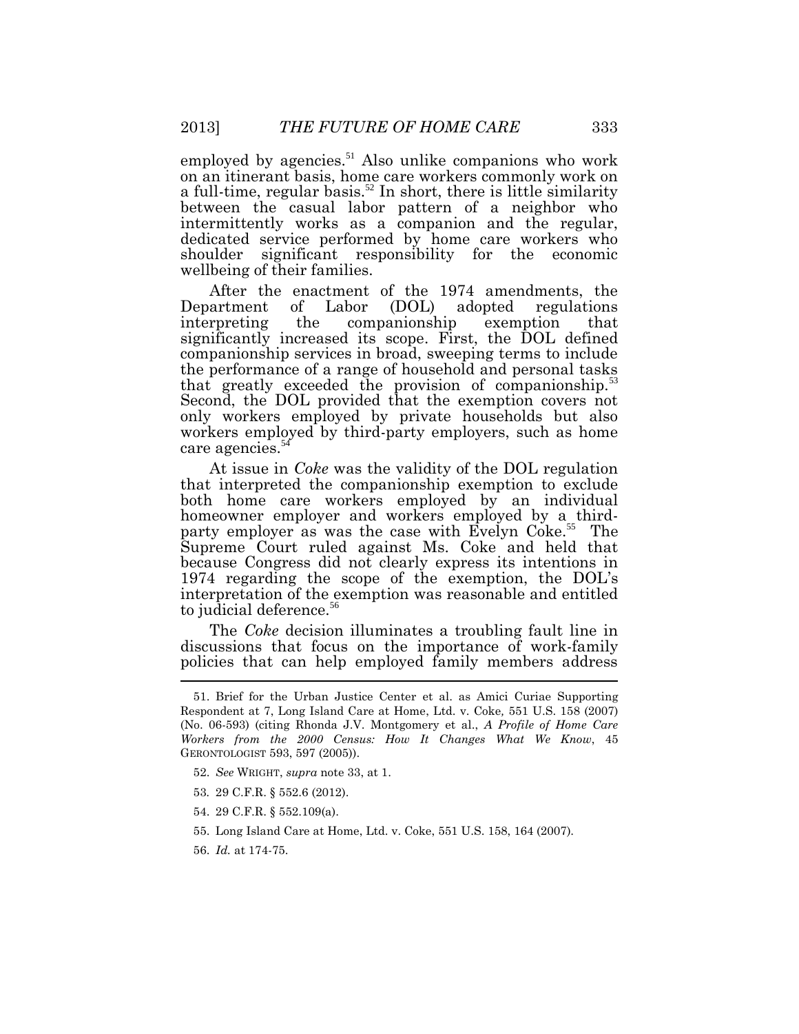employed by agencies.[51] Also unlike companions who work on an itinerant basis, home care workers commonly work on a full-time, regular basis.[52] In short, there is little similarity between the casual labor pattern of a neighbor who intermittently works as a companion and the regular, dedicated service performed by home care workers who shoulder significant responsibility for the economic wellbeing of their families.

After the enactment of the 1974 amendments, the Department of Labor (DOL) adopted regulations interpreting the companionship exemption that significantly increased its scope. First, the DOL defined companionship services in broad, sweeping terms to include the performance of a range of household and personal tasks that greatly exceeded the provision of companionship.[53] Second, the DOL provided that the exemption covers not only workers employed by private households but also workers employed by third-party employers, such as home care agencies.[54]

At issue in *Coke* was the validity of the DOL regulation that interpreted the companionship exemption to exclude both home care workers employed by an individual homeowner employer and workers employed by a third-party employer as was the case with Evelyn Coke.[55] The Supreme Court ruled against Ms. Coke and held that because Congress did not clearly express its intentions in 1974 regarding the scope of the exemption, the DOL's interpretation of the exemption was reasonable and entitled to judicial deference.[56]

The *Coke* decision illuminates a troubling fault line in discussions that focus on the importance of work-family policies that can help employed family members address

---

51. Brief for the Urban Justice Center et al. as Amici Curiae Supporting Respondent at 7, Long Island Care at Home, Ltd. v. Coke, 551 U.S. 158 (2007) (No. 06-593) (citing Rhonda J.V. Montgomery et al., *A Profile of Home Care Workers from the 2000 Census: How It Changes What We Know*, 45 GERONTOLOGIST 593, 597 (2005)).

52. *See* WRIGHT, *supra* note 33, at 1.

53. 29 C.F.R. § 552.6 (2012).

54. 29 C.F.R. § 552.109(a).

55. Long Island Care at Home, Ltd. v. Coke, 551 U.S. 158, 164 (2007).

56. *Id.* at 174-75.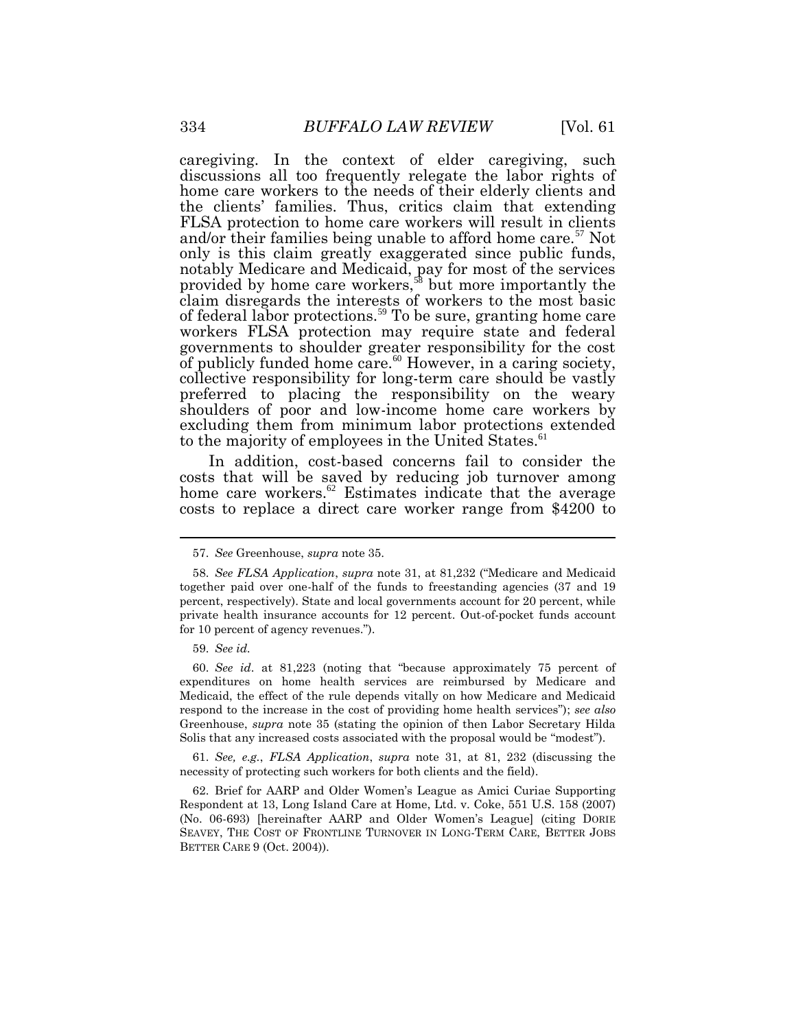caregiving. In the context of elder caregiving, such discussions all too frequently relegate the labor rights of home care workers to the needs of their elderly clients and the clients' families. Thus, critics claim that extending FLSA protection to home care workers will result in clients and/or their families being unable to afford home care.[57] Not only is this claim greatly exaggerated since public funds, notably Medicare and Medicaid, pay for most of the services provided by home care workers,[58] but more importantly the claim disregards the interests of workers to the most basic of federal labor protections.[59] To be sure, granting home care workers FLSA protection may require state and federal governments to shoulder greater responsibility for the cost of publicly funded home care.[60] However, in a caring society, collective responsibility for long-term care should be vastly preferred to placing the responsibility on the weary shoulders of poor and low-income home care workers by excluding them from minimum labor protections extended to the majority of employees in the United States.[61]

In addition, cost-based concerns fail to consider the costs that will be saved by reducing job turnover among home care workers.[62] Estimates indicate that the average costs to replace a direct care worker range from $4200 to

---

57. *See* Greenhouse, *supra* note 35.

58. *See FLSA Application*, *supra* note 31, at 81,232 ("Medicare and Medicaid together paid over one-half of the funds to freestanding agencies (37 and 19 percent, respectively). State and local governments account for 20 percent, while private health insurance accounts for 12 percent. Out-of-pocket funds account for 10 percent of agency revenues.").

59. *See id.*

60. *See id*. at 81,223 (noting that "because approximately 75 percent of expenditures on home health services are reimbursed by Medicare and Medicaid, the effect of the rule depends vitally on how Medicare and Medicaid respond to the increase in the cost of providing home health services"); *see also* Greenhouse, *supra* note 35 (stating the opinion of then Labor Secretary Hilda Solis that any increased costs associated with the proposal would be "modest").

61. *See, e.g.*, *FLSA Application*, *supra* note 31, at 81, 232 (discussing the necessity of protecting such workers for both clients and the field).

62. Brief for AARP and Older Women's League as Amici Curiae Supporting Respondent at 13, Long Island Care at Home, Ltd. v. Coke, 551 U.S. 158 (2007) (No. 06-693) [hereinafter AARP and Older Women's League] (citing DORIE SEAVEY, THE COST OF FRONTLINE TURNOVER IN LONG-TERM CARE, BETTER JOBS BETTER CARE 9 (Oct. 2004)).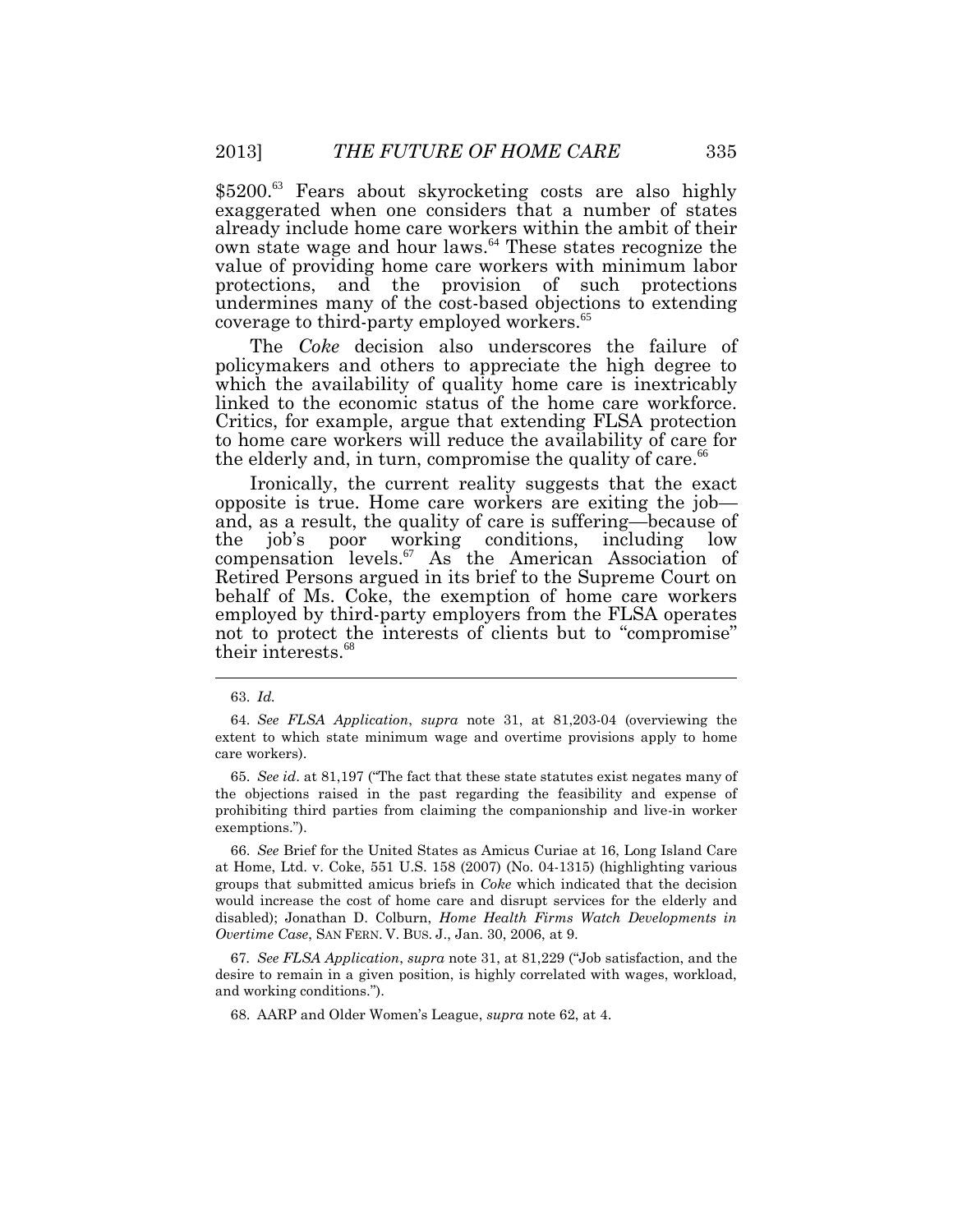$5200.[63] Fears about skyrocketing costs are also highly exaggerated when one considers that a number of states already include home care workers within the ambit of their own state wage and hour laws.[64] These states recognize the value of providing home care workers with minimum labor protections, and the provision of such protections undermines many of the cost-based objections to extending coverage to third-party employed workers.[65]

The *Coke* decision also underscores the failure of policymakers and others to appreciate the high degree to which the availability of quality home care is inextricably linked to the economic status of the home care workforce. Critics, for example, argue that extending FLSA protection to home care workers will reduce the availability of care for the elderly and, in turn, compromise the quality of care.[66]

Ironically, the current reality suggests that the exact opposite is true. Home care workers are exiting the job—and, as a result, the quality of care is suffering—because of the job's poor working conditions, including low compensation levels.[67] As the American Association of Retired Persons argued in its brief to the Supreme Court on behalf of Ms. Coke, the exemption of home care workers employed by third-party employers from the FLSA operates not to protect the interests of clients but to "compromise" their interests.[68]

---

63. *Id.*

64. *See FLSA Application*, *supra* note 31, at 81,203-04 (overviewing the extent to which state minimum wage and overtime provisions apply to home care workers).

65. *See id*. at 81,197 ("The fact that these state statutes exist negates many of the objections raised in the past regarding the feasibility and expense of prohibiting third parties from claiming the companionship and live-in worker exemptions.").

66. *See* Brief for the United States as Amicus Curiae at 16, Long Island Care at Home, Ltd. v. Coke, 551 U.S. 158 (2007) (No. 04-1315) (highlighting various groups that submitted amicus briefs in *Coke* which indicated that the decision would increase the cost of home care and disrupt services for the elderly and disabled); Jonathan D. Colburn, *Home Health Firms Watch Developments in Overtime Case*, SAN FERN. V. BUS. J., Jan. 30, 2006, at 9.

67. *See FLSA Application*, *supra* note 31, at 81,229 ("Job satisfaction, and the desire to remain in a given position, is highly correlated with wages, workload, and working conditions.").

68. AARP and Older Women's League, *supra* note 62, at 4.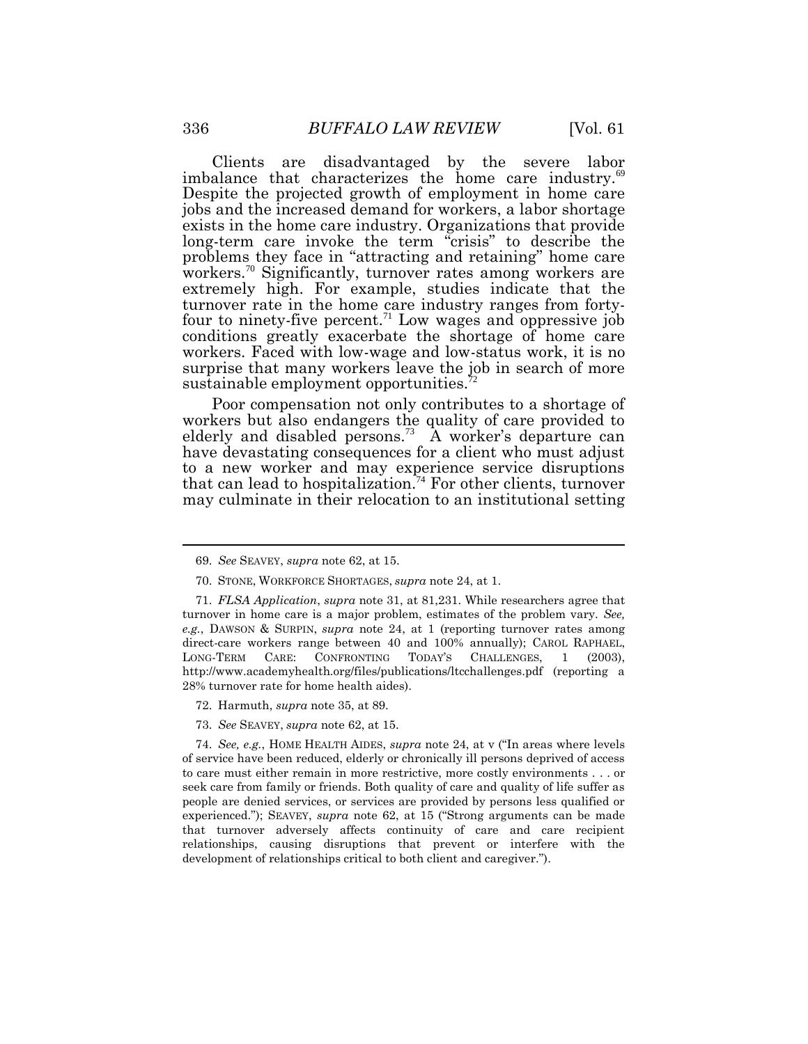Clients are disadvantaged by the severe labor imbalance that characterizes the home care industry.[69] Despite the projected growth of employment in home care jobs and the increased demand for workers, a labor shortage exists in the home care industry. Organizations that provide long-term care invoke the term "crisis" to describe the problems they face in "attracting and retaining" home care workers.[70] Significantly, turnover rates among workers are extremely high. For example, studies indicate that the turnover rate in the home care industry ranges from forty-four to ninety-five percent.[71] Low wages and oppressive job conditions greatly exacerbate the shortage of home care workers. Faced with low-wage and low-status work, it is no surprise that many workers leave the job in search of more sustainable employment opportunities.[72]

Poor compensation not only contributes to a shortage of workers but also endangers the quality of care provided to elderly and disabled persons.[73] A worker's departure can have devastating consequences for a client who must adjust to a new worker and may experience service disruptions that can lead to hospitalization.[74] For other clients, turnover may culminate in their relocation to an institutional setting

---

69. *See* SEAVEY, *supra* note 62, at 15.

70. STONE, WORKFORCE SHORTAGES, *supra* note 24, at 1.

71. *FLSA Application*, *supra* note 31, at 81,231. While researchers agree that turnover in home care is a major problem, estimates of the problem vary. *See, e.g.*, DAWSON & SURPIN, *supra* note 24, at 1 (reporting turnover rates among direct-care workers range between 40 and 100% annually); CAROL RAPHAEL, LONG-TERM CARE: CONFRONTING TODAY'S CHALLENGES, 1 (2003), http://www.academyhealth.org/files/publications/ltcchallenges.pdf (reporting a 28% turnover rate for home health aides).

72. Harmuth, *supra* note 35, at 89.

73. *See* SEAVEY, *supra* note 62, at 15.

74. *See, e.g.*, HOME HEALTH AIDES, *supra* note 24, at v ("In areas where levels of service have been reduced, elderly or chronically ill persons deprived of access to care must either remain in more restrictive, more costly environments . . . or seek care from family or friends. Both quality of care and quality of life suffer as people are denied services, or services are provided by persons less qualified or experienced."); SEAVEY, *supra* note 62, at 15 ("Strong arguments can be made that turnover adversely affects continuity of care and care recipient relationships, causing disruptions that prevent or interfere with the development of relationships critical to both client and caregiver.").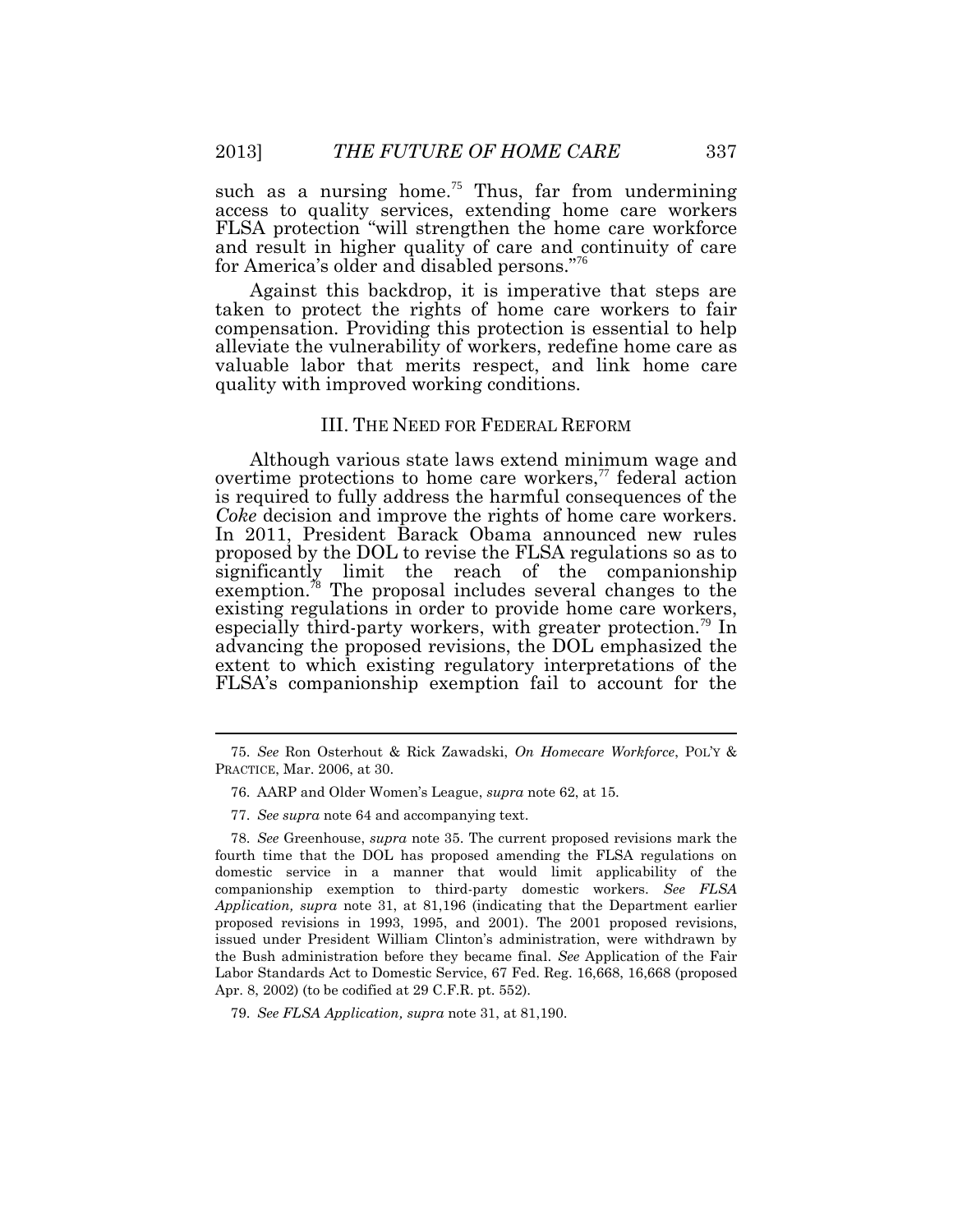such as a nursing home.[75] Thus, far from undermining access to quality services, extending home care workers FLSA protection "will strengthen the home care workforce and result in higher quality of care and continuity of care for America's older and disabled persons."[76]

Against this backdrop, it is imperative that steps are taken to protect the rights of home care workers to fair compensation. Providing this protection is essential to help alleviate the vulnerability of workers, redefine home care as valuable labor that merits respect, and link home care quality with improved working conditions.

## III. THE NEED FOR FEDERAL REFORM

Although various state laws extend minimum wage and overtime protections to home care workers,[77] federal action is required to fully address the harmful consequences of the *Coke* decision and improve the rights of home care workers. In 2011, President Barack Obama announced new rules proposed by the DOL to revise the FLSA regulations so as to significantly limit the reach of the companionship exemption.[78] The proposal includes several changes to the existing regulations in order to provide home care workers, especially third-party workers, with greater protection.[79] In advancing the proposed revisions, the DOL emphasized the extent to which existing regulatory interpretations of the FLSA's companionship exemption fail to account for the

---

75. *See* Ron Osterhout & Rick Zawadski, *On Homecare Workforce*, POL'Y & PRACTICE, Mar. 2006, at 30.

76. AARP and Older Women's League, *supra* note 62, at 15.

77. *See supra* note 64 and accompanying text.

78. *See* Greenhouse, *supra* note 35. The current proposed revisions mark the fourth time that the DOL has proposed amending the FLSA regulations on domestic service in a manner that would limit applicability of the companionship exemption to third-party domestic workers. *See FLSA Application, supra* note 31, at 81,196 (indicating that the Department earlier proposed revisions in 1993, 1995, and 2001). The 2001 proposed revisions, issued under President William Clinton's administration, were withdrawn by the Bush administration before they became final. *See* Application of the Fair Labor Standards Act to Domestic Service, 67 Fed. Reg. 16,668, 16,668 (proposed Apr. 8, 2002) (to be codified at 29 C.F.R. pt. 552).

79. *See FLSA Application, supra* note 31, at 81,190.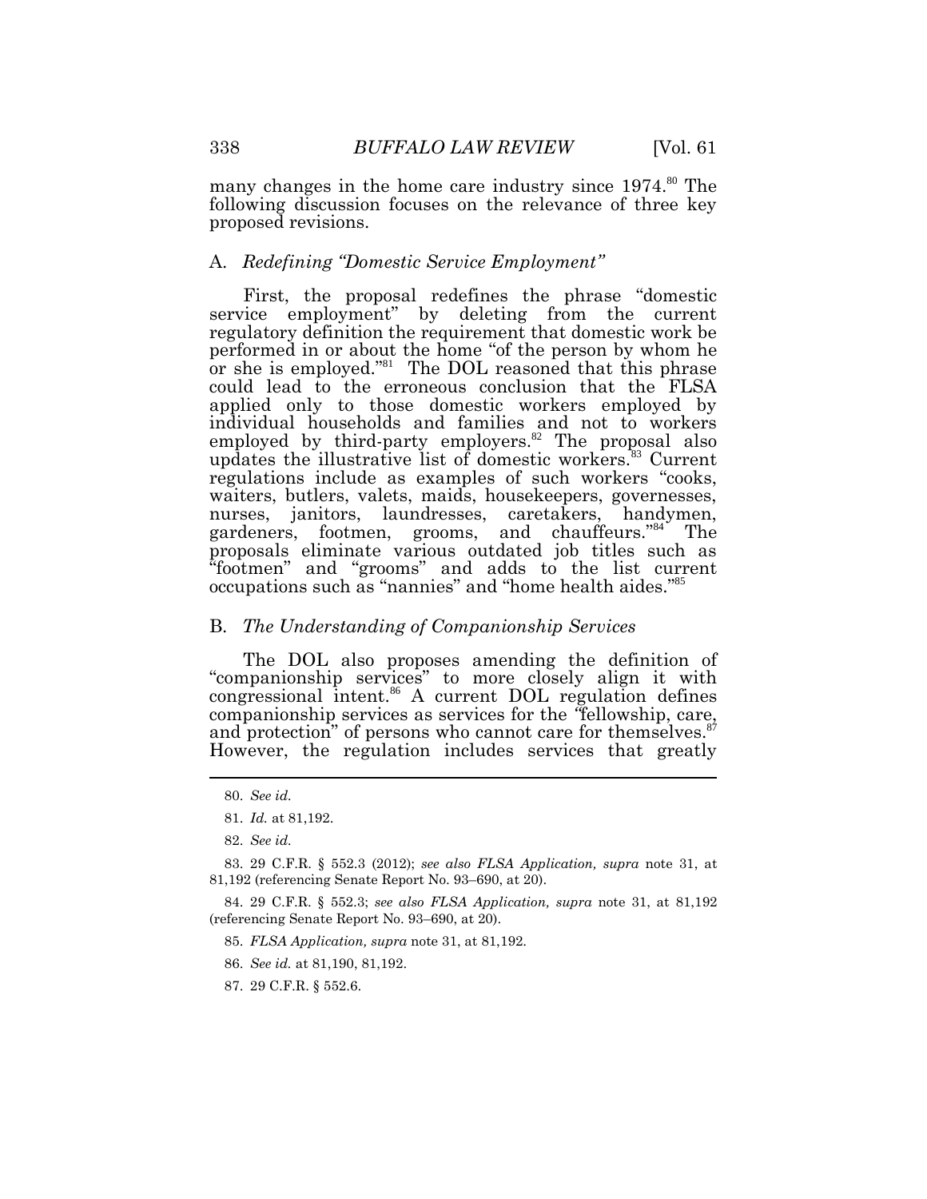many changes in the home care industry since 1974.[80] The following discussion focuses on the relevance of three key proposed revisions.

### A. *Redefining "Domestic Service Employment"*

First, the proposal redefines the phrase "domestic service employment" by deleting from the current regulatory definition the requirement that domestic work be performed in or about the home "of the person by whom he or she is employed."[81] The DOL reasoned that this phrase could lead to the erroneous conclusion that the FLSA applied only to those domestic workers employed by individual households and families and not to workers employed by third-party employers.[82] The proposal also updates the illustrative list of domestic workers.[83] Current regulations include as examples of such workers "cooks, waiters, butlers, valets, maids, housekeepers, governesses, nurses, janitors, laundresses, caretakers, handymen, gardeners, footmen, grooms, and chauffeurs."[84] The proposals eliminate various outdated job titles such as "footmen" and "grooms" and adds to the list current occupations such as "nannies" and "home health aides."[85]

### B. *The Understanding of Companionship Services*

The DOL also proposes amending the definition of "companionship services" to more closely align it with congressional intent.[86] A current DOL regulation defines companionship services as services for the "fellowship, care, and protection" of persons who cannot care for themselves.[87] However, the regulation includes services that greatly

---

80. *See id.*

81. *Id.* at 81,192.

82. *See id.*

83. 29 C.F.R. § 552.3 (2012); *see also FLSA Application, supra* note 31, at 81,192 (referencing Senate Report No. 93–690, at 20).

84. 29 C.F.R. § 552.3; *see also FLSA Application, supra* note 31, at 81,192 (referencing Senate Report No. 93–690, at 20).

85. *FLSA Application, supra* note 31, at 81,192.

86. *See id.* at 81,190, 81,192.

87. 29 C.F.R. § 552.6.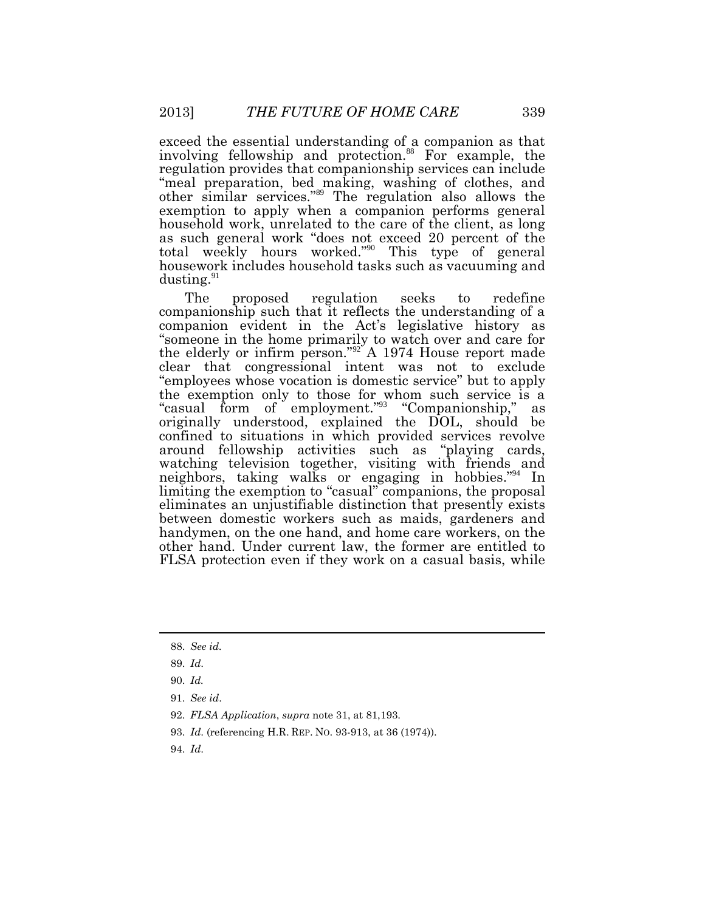exceed the essential understanding of a companion as that involving fellowship and protection.[88] For example, the regulation provides that companionship services can include "meal preparation, bed making, washing of clothes, and other similar services."[89] The regulation also allows the exemption to apply when a companion performs general household work, unrelated to the care of the client, as long as such general work "does not exceed 20 percent of the total weekly hours worked."[90] This type of general housework includes household tasks such as vacuuming and dusting.[91]

The proposed regulation seeks to redefine companionship such that it reflects the understanding of a companion evident in the Act's legislative history as "someone in the home primarily to watch over and care for the elderly or infirm person."[92] A 1974 House report made clear that congressional intent was not to exclude "employees whose vocation is domestic service" but to apply the exemption only to those for whom such service is a "casual form of employment."[93] "Companionship," as originally understood, explained the DOL, should be confined to situations in which provided services revolve around fellowship activities such as "playing cards, watching television together, visiting with friends and neighbors, taking walks or engaging in hobbies."[94] In limiting the exemption to "casual" companions, the proposal eliminates an unjustifiable distinction that presently exists between domestic workers such as maids, gardeners and handymen, on the one hand, and home care workers, on the other hand. Under current law, the former are entitled to FLSA protection even if they work on a casual basis, while

---

88. *See id.*

89. *Id.*

90. *Id.*

91. *See id.*

92. *FLSA Application*, *supra* note 31, at 81,193.

93. *Id.* (referencing H.R. REP. NO. 93-913, at 36 (1974)).

94. *Id.*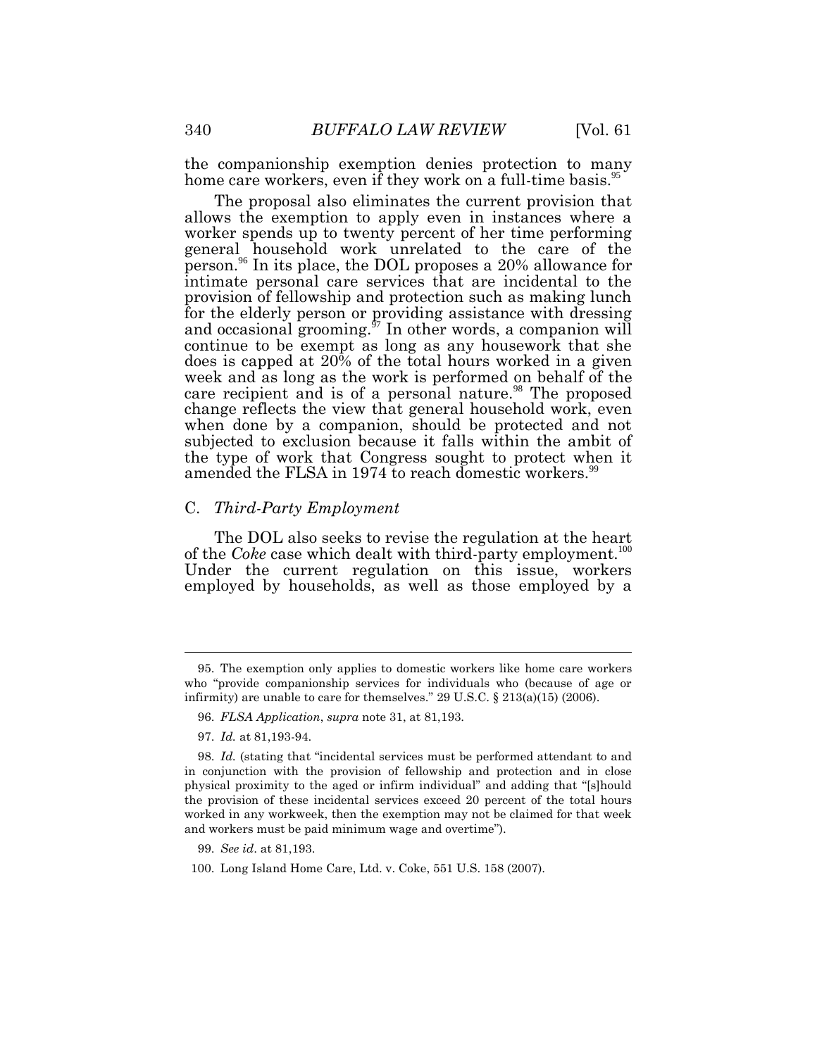the companionship exemption denies protection to many home care workers, even if they work on a full-time basis.[95]

The proposal also eliminates the current provision that allows the exemption to apply even in instances where a worker spends up to twenty percent of her time performing general household work unrelated to the care of the person.[96] In its place, the DOL proposes a 20% allowance for intimate personal care services that are incidental to the provision of fellowship and protection such as making lunch for the elderly person or providing assistance with dressing and occasional grooming.[97] In other words, a companion will continue to be exempt as long as any housework that she does is capped at 20% of the total hours worked in a given week and as long as the work is performed on behalf of the care recipient and is of a personal nature.[98] The proposed change reflects the view that general household work, even when done by a companion, should be protected and not subjected to exclusion because it falls within the ambit of the type of work that Congress sought to protect when it amended the FLSA in 1974 to reach domestic workers.[99]

## C. *Third-Party Employment*

The DOL also seeks to revise the regulation at the heart of the *Coke* case which dealt with third-party employment.[100] Under the current regulation on this issue, workers employed by households, as well as those employed by a

---

95. The exemption only applies to domestic workers like home care workers who "provide companionship services for individuals who (because of age or infirmity) are unable to care for themselves." 29 U.S.C. § 213(a)(15) (2006).

96. *FLSA Application*, *supra* note 31, at 81,193.

97. *Id.* at 81,193-94.

98. *Id.* (stating that "incidental services must be performed attendant to and in conjunction with the provision of fellowship and protection and in close physical proximity to the aged or infirm individual" and adding that "[s]hould the provision of these incidental services exceed 20 percent of the total hours worked in any workweek, then the exemption may not be claimed for that week and workers must be paid minimum wage and overtime").

99. *See id*. at 81,193.

100. Long Island Home Care, Ltd. v. Coke, 551 U.S. 158 (2007).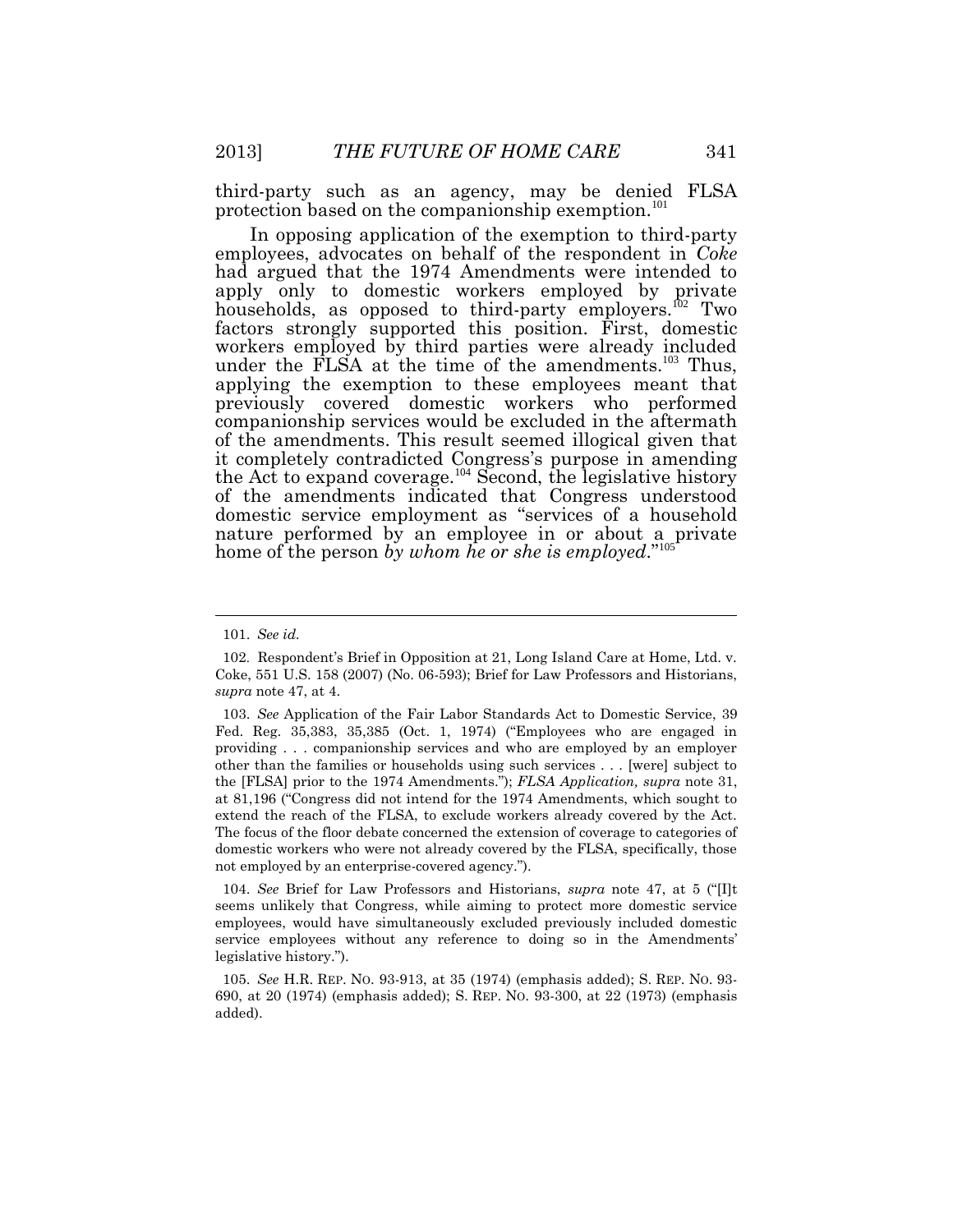third-party such as an agency, may be denied FLSA protection based on the companionship exemption.[101]

In opposing application of the exemption to third-party employees, advocates on behalf of the respondent in *Coke* had argued that the 1974 Amendments were intended to apply only to domestic workers employed by private households, as opposed to third-party employers.[102] Two factors strongly supported this position. First, domestic workers employed by third parties were already included under the FLSA at the time of the amendments.[103] Thus, applying the exemption to these employees meant that previously covered domestic workers who performed companionship services would be excluded in the aftermath of the amendments. This result seemed illogical given that it completely contradicted Congress's purpose in amending the Act to expand coverage.[104] Second, the legislative history of the amendments indicated that Congress understood domestic service employment as "services of a household nature performed by an employee in or about a private home of the person *by whom he or she is employed*."[105]

---

101. *See id.*

102. Respondent's Brief in Opposition at 21, Long Island Care at Home, Ltd. v. Coke, 551 U.S. 158 (2007) (No. 06-593); Brief for Law Professors and Historians, *supra* note 47, at 4.

103. *See* Application of the Fair Labor Standards Act to Domestic Service, 39 Fed. Reg. 35,383, 35,385 (Oct. 1, 1974) ("Employees who are engaged in providing . . . companionship services and who are employed by an employer other than the families or households using such services . . . [were] subject to the [FLSA] prior to the 1974 Amendments."); *FLSA Application, supra* note 31, at 81,196 ("Congress did not intend for the 1974 Amendments, which sought to extend the reach of the FLSA, to exclude workers already covered by the Act. The focus of the floor debate concerned the extension of coverage to categories of domestic workers who were not already covered by the FLSA, specifically, those not employed by an enterprise-covered agency.").

104. *See* Brief for Law Professors and Historians, *supra* note 47, at 5 ("[I]t seems unlikely that Congress, while aiming to protect more domestic service employees, would have simultaneously excluded previously included domestic service employees without any reference to doing so in the Amendments' legislative history.").

105. *See* H.R. REP. NO. 93-913, at 35 (1974) (emphasis added); S. REP. NO. 93-690, at 20 (1974) (emphasis added); S. REP. NO. 93-300, at 22 (1973) (emphasis added).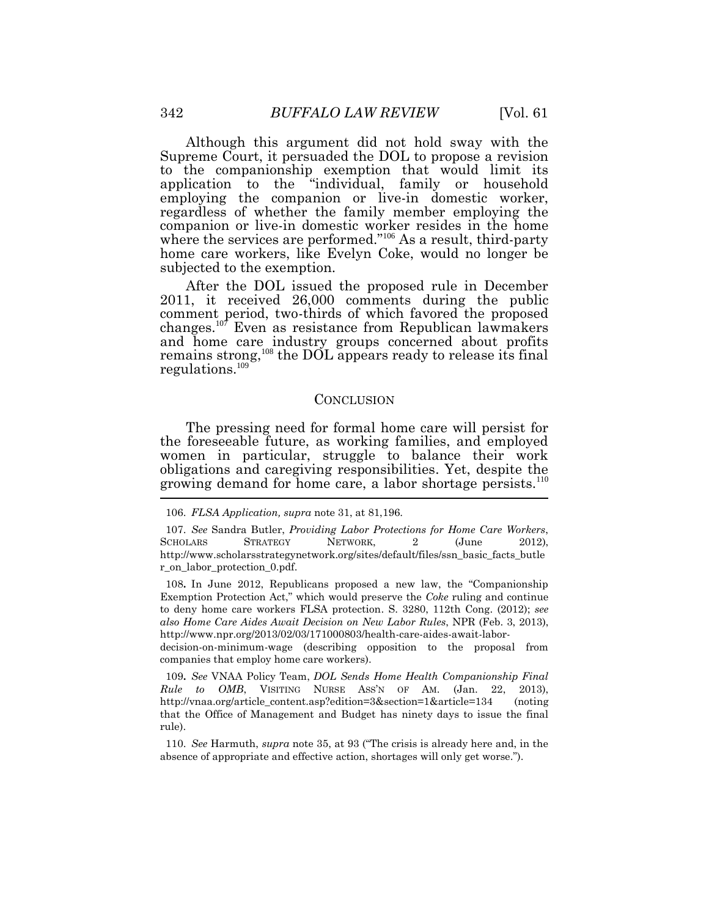Although this argument did not hold sway with the Supreme Court, it persuaded the DOL to propose a revision to the companionship exemption that would limit its application to the "individual, family or household employing the companion or live-in domestic worker, regardless of whether the family member employing the companion or live-in domestic worker resides in the home where the services are performed."[106] As a result, third-party home care workers, like Evelyn Coke, would no longer be subjected to the exemption.

After the DOL issued the proposed rule in December 2011, it received 26,000 comments during the public comment period, two-thirds of which favored the proposed changes.[107] Even as resistance from Republican lawmakers and home care industry groups concerned about profits remains strong,[108] the DOL appears ready to release its final regulations.[109]

## CONCLUSION

The pressing need for formal home care will persist for the foreseeable future, as working families, and employed women in particular, struggle to balance their work obligations and caregiving responsibilities. Yet, despite the growing demand for home care, a labor shortage persists.[110]

---

106. *FLSA Application, supra* note 31, at 81,196.

107. *See* Sandra Butler, *Providing Labor Protections for Home Care Workers*, SCHOLARS STRATEGY NETWORK, 2 (June 2012), http://www.scholarsstrategynetwork.org/sites/default/files/ssn_basic_facts_butler_on_labor_protection_0.pdf.

108. In June 2012, Republicans proposed a new law, the "Companionship Exemption Protection Act," which would preserve the *Coke* ruling and continue to deny home care workers FLSA protection. S. 3280, 112th Cong. (2012); *see also Home Care Aides Await Decision on New Labor Rules*, NPR (Feb. 3, 2013), http://www.npr.org/2013/02/03/171000803/health-care-aides-await-labor-decision-on-minimum-wage (describing opposition to the proposal from companies that employ home care workers).

109. *See* VNAA Policy Team, *DOL Sends Home Health Companionship Final Rule to OMB*, VISITING NURSE ASS'N OF AM. (Jan. 22, 2013), http://vnaa.org/article_content.asp?edition=3&section=1&article=134 (noting that the Office of Management and Budget has ninety days to issue the final rule).

110. *See* Harmuth, *supra* note 35, at 93 ("The crisis is already here and, in the absence of appropriate and effective action, shortages will only get worse.").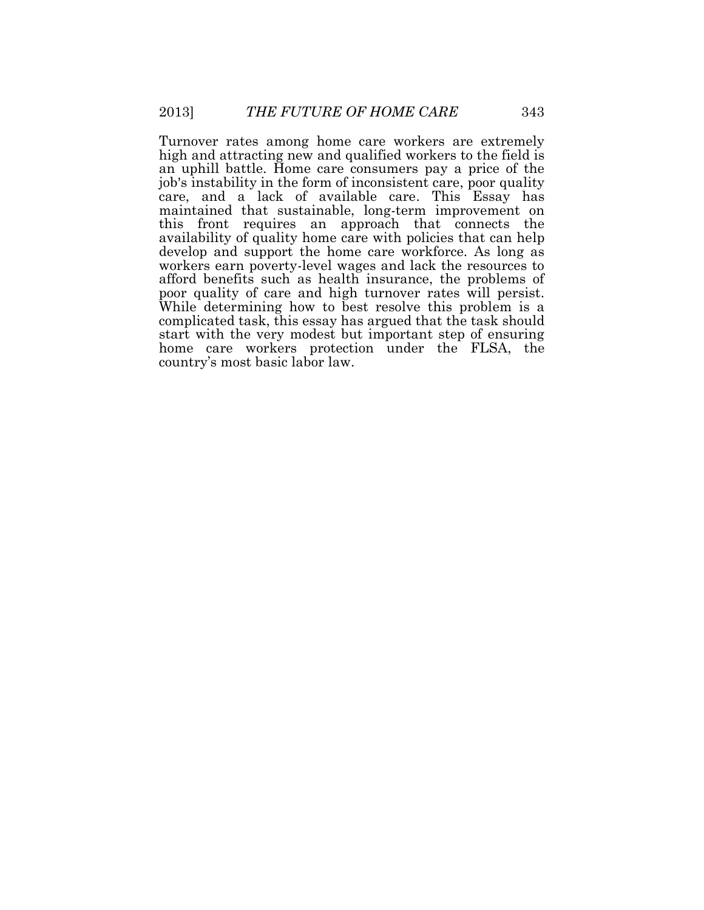Turnover rates among home care workers are extremely high and attracting new and qualified workers to the field is an uphill battle. Home care consumers pay a price of the job's instability in the form of inconsistent care, poor quality care, and a lack of available care. This Essay has maintained that sustainable, long-term improvement on this front requires an approach that connects the availability of quality home care with policies that can help develop and support the home care workforce. As long as workers earn poverty-level wages and lack the resources to afford benefits such as health insurance, the problems of poor quality of care and high turnover rates will persist. While determining how to best resolve this problem is a complicated task, this essay has argued that the task should start with the very modest but important step of ensuring home care workers protection under the FLSA, the country's most basic labor law.